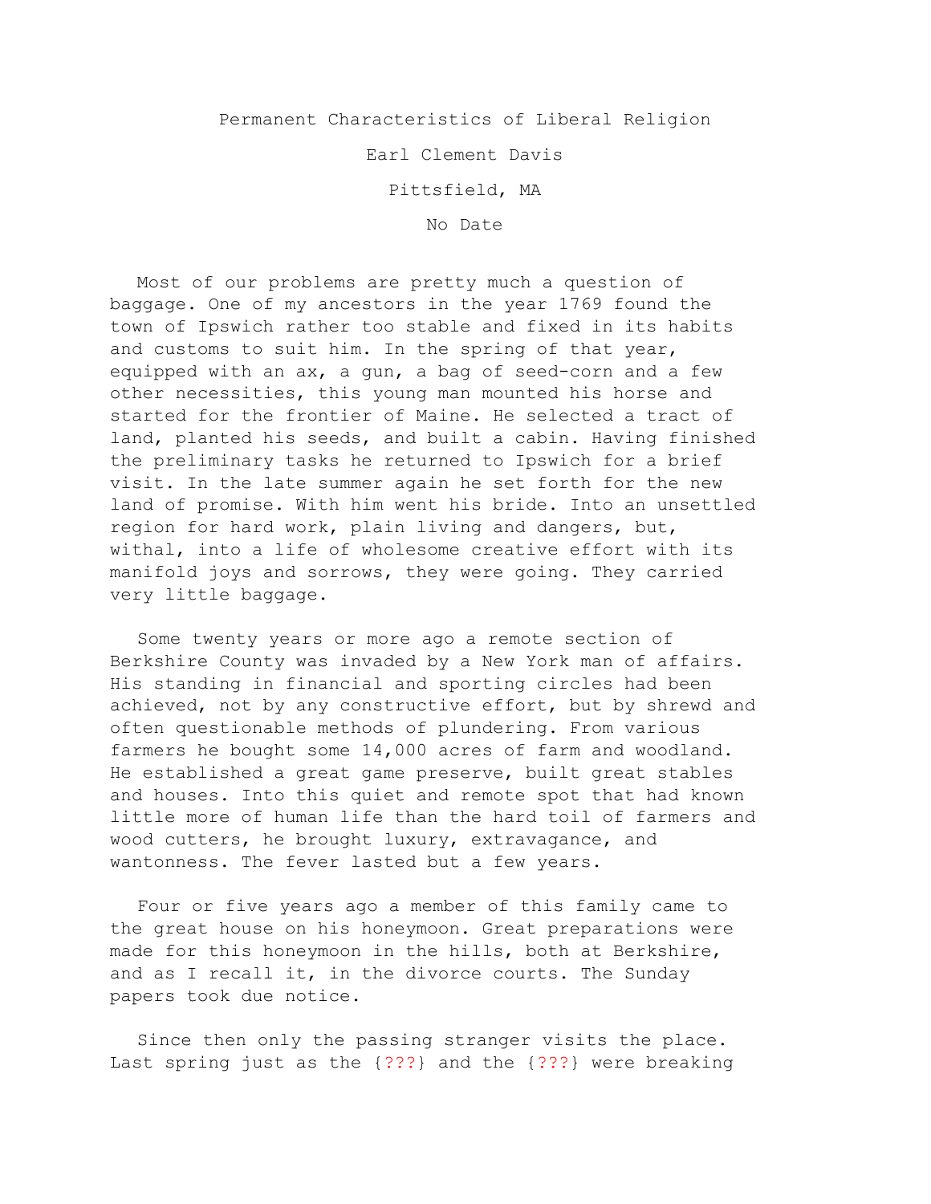# Permanent Characteristics of Liberal Religion

Earl Clement Davis

Pittsfield, MA

No Date

Most of our problems are pretty much a question of baggage. One of my ancestors in the year 1769 found the town of Ipswich rather too stable and fixed in its habits and customs to suit him. In the spring of that year, equipped with an ax, a gun, a bag of seed-corn and a few other necessities, this young man mounted his horse and started for the frontier of Maine. He selected a tract of land, planted his seeds, and built a cabin. Having finished the preliminary tasks he returned to Ipswich for a brief visit. In the late summer again he set forth for the new land of promise. With him went his bride. Into an unsettled region for hard work, plain living and dangers, but, withal, into a life of wholesome creative effort with its manifold joys and sorrows, they were going. They carried very little baggage.

Some twenty years or more ago a remote section of Berkshire County was invaded by a New York man of affairs. His standing in financial and sporting circles had been achieved, not by any constructive effort, but by shrewd and often questionable methods of plundering. From various farmers he bought some 14,000 acres of farm and woodland. He established a great game preserve, built great stables and houses. Into this quiet and remote spot that had known little more of human life than the hard toil of farmers and wood cutters, he brought luxury, extravagance, and wantonness. The fever lasted but a few years.

Four or five years ago a member of this family came to the great house on his honeymoon. Great preparations were made for this honeymoon in the hills, both at Berkshire, and as I recall it, in the divorce courts. The Sunday papers took due notice.

Since then only the passing stranger visits the place. Last spring just as the {???} and the {???} were breaking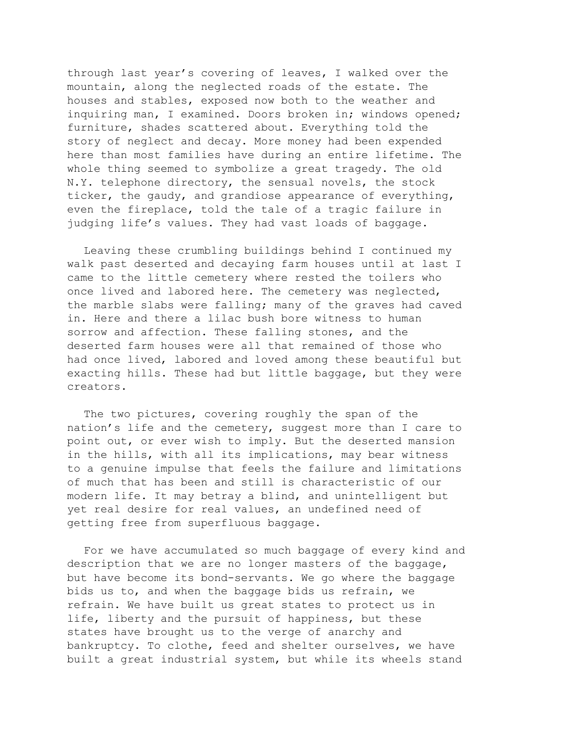through last year's covering of leaves, I walked over the mountain, along the neglected roads of the estate. The houses and stables, exposed now both to the weather and inquiring man, I examined. Doors broken in; windows opened; furniture, shades scattered about. Everything told the story of neglect and decay. More money had been expended here than most families have during an entire lifetime. The whole thing seemed to symbolize a great tragedy. The old N.Y. telephone directory, the sensual novels, the stock ticker, the gaudy, and grandiose appearance of everything, even the fireplace, told the tale of a tragic failure in judging life's values. They had vast loads of baggage.

Leaving these crumbling buildings behind I continued my walk past deserted and decaying farm houses until at last I came to the little cemetery where rested the toilers who once lived and labored here. The cemetery was neglected, the marble slabs were falling; many of the graves had caved in. Here and there a lilac bush bore witness to human sorrow and affection. These falling stones, and the deserted farm houses were all that remained of those who had once lived, labored and loved among these beautiful but exacting hills. These had but little baggage, but they were creators.

The two pictures, covering roughly the span of the nation's life and the cemetery, suggest more than I care to point out, or ever wish to imply. But the deserted mansion in the hills, with all its implications, may bear witness to a genuine impulse that feels the failure and limitations of much that has been and still is characteristic of our modern life. It may betray a blind, and unintelligent but yet real desire for real values, an undefined need of getting free from superfluous baggage.

For we have accumulated so much baggage of every kind and description that we are no longer masters of the baggage, but have become its bond-servants. We go where the baggage bids us to, and when the baggage bids us refrain, we refrain. We have built us great states to protect us in life, liberty and the pursuit of happiness, but these states have brought us to the verge of anarchy and bankruptcy. To clothe, feed and shelter ourselves, we have built a great industrial system, but while its wheels stand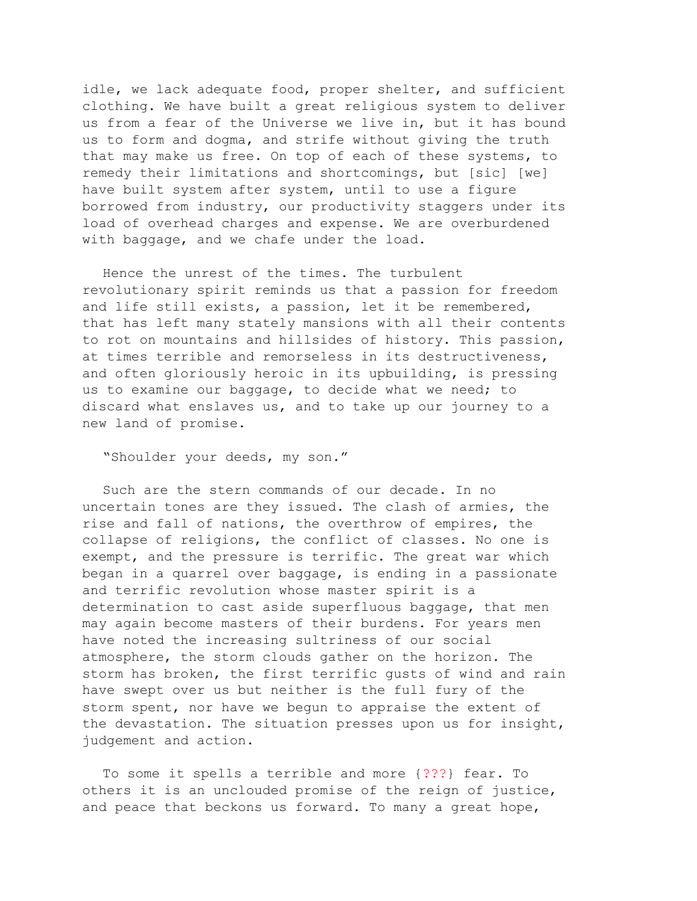idle, we lack adequate food, proper shelter, and sufficient clothing. We have built a great religious system to deliver us from a fear of the Universe we live in, but it has bound us to form and dogma, and strife without giving the truth that may make us free. On top of each of these systems, to remedy their limitations and shortcomings, but [sic] [we] have built system after system, until to use a figure borrowed from industry, our productivity staggers under its load of overhead charges and expense. We are overburdened with baggage, and we chafe under the load.

Hence the unrest of the times. The turbulent revolutionary spirit reminds us that a passion for freedom and life still exists, a passion, let it be remembered, that has left many stately mansions with all their contents to rot on mountains and hillsides of history. This passion, at times terrible and remorseless in its destructiveness, and often gloriously heroic in its upbuilding, is pressing us to examine our baggage, to decide what we need; to discard what enslaves us, and to take up our journey to a new land of promise.

"Shoulder your deeds, my son."

Such are the stern commands of our decade. In no uncertain tones are they issued. The clash of armies, the rise and fall of nations, the overthrow of empires, the collapse of religions, the conflict of classes. No one is exempt, and the pressure is terrific. The great war which began in a quarrel over baggage, is ending in a passionate and terrific revolution whose master spirit is a determination to cast aside superfluous baggage, that men may again become masters of their burdens. For years men have noted the increasing sultriness of our social atmosphere, the storm clouds gather on the horizon. The storm has broken, the first terrific gusts of wind and rain have swept over us but neither is the full fury of the storm spent, nor have we begun to appraise the extent of the devastation. The situation presses upon us for insight, judgement and action.

To some it spells a terrible and more {???} fear. To others it is an unclouded promise of the reign of justice, and peace that beckons us forward. To many a great hope,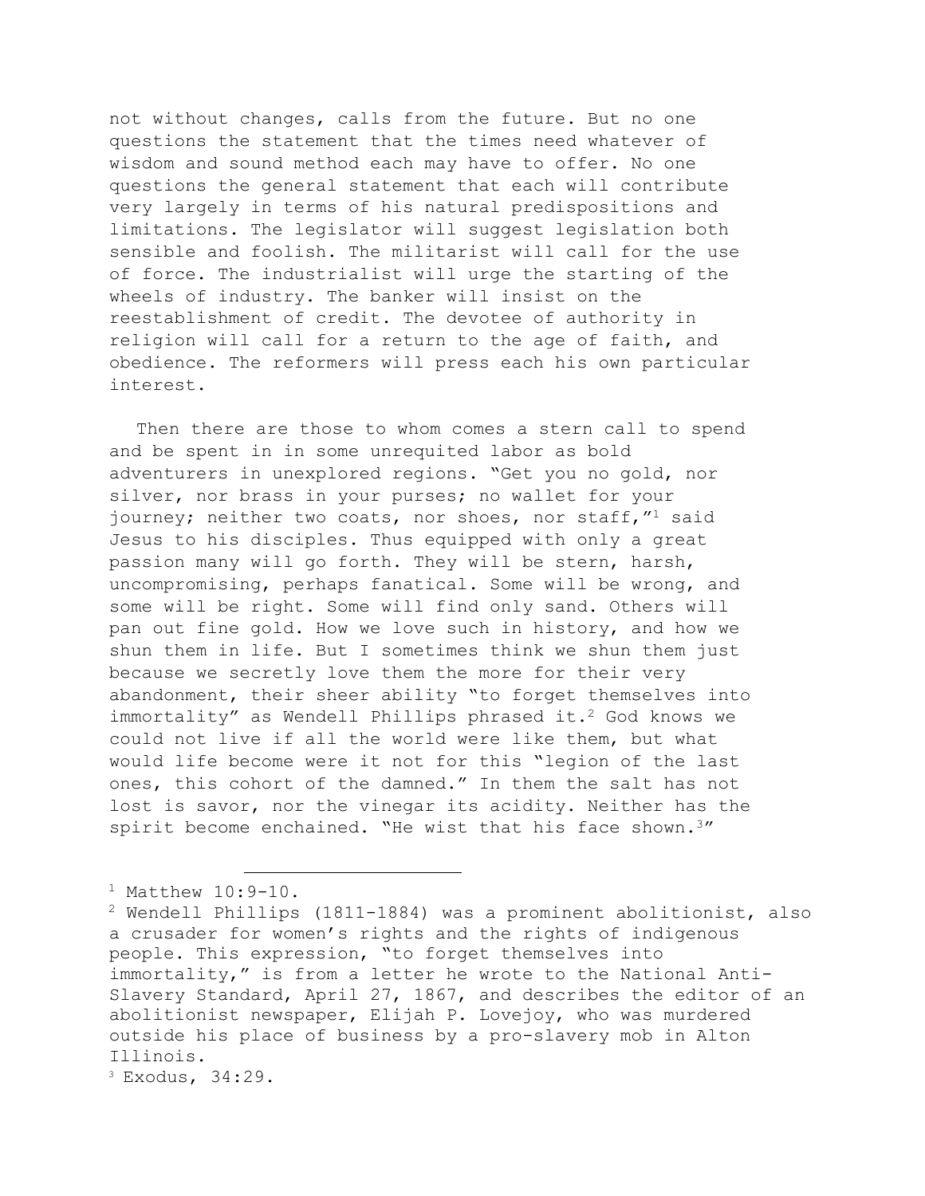not without changes, calls from the future. But no one questions the statement that the times need whatever of wisdom and sound method each may have to offer. No one questions the general statement that each will contribute very largely in terms of his natural predispositions and limitations. The legislator will suggest legislation both sensible and foolish. The militarist will call for the use of force. The industrialist will urge the starting of the wheels of industry. The banker will insist on the reestablishment of credit. The devotee of authority in religion will call for a return to the age of faith, and obedience. The reformers will press each his own particular interest.

Then there are those to whom comes a stern call to spend and be spent in in some unrequited labor as bold adventurers in unexplored regions. "Get you no gold, nor silver, nor brass in your purses; no wallet for your journey; neither two coats, nor shoes, nor staff,"[1] said Jesus to his disciples. Thus equipped with only a great passion many will go forth. They will be stern, harsh, uncompromising, perhaps fanatical. Some will be wrong, and some will be right. Some will find only sand. Others will pan out fine gold. How we love such in history, and how we shun them in life. But I sometimes think we shun them just because we secretly love them the more for their very abandonment, their sheer ability "to forget themselves into immortality" as Wendell Phillips phrased it.[2] God knows we could not live if all the world were like them, but what would life become were it not for this "legion of the last ones, this cohort of the damned." In them the salt has not lost is savor, nor the vinegar its acidity. Neither has the spirit become enchained. "He wist that his face shown.[3]"

---

[1] Matthew 10:9-10.

[2] Wendell Phillips (1811-1884) was a prominent abolitionist, also a crusader for women's rights and the rights of indigenous people. This expression, "to forget themselves into immortality," is from a letter he wrote to the National Anti-Slavery Standard, April 27, 1867, and describes the editor of an abolitionist newspaper, Elijah P. Lovejoy, who was murdered outside his place of business by a pro-slavery mob in Alton Illinois.

[3] Exodus, 34:29.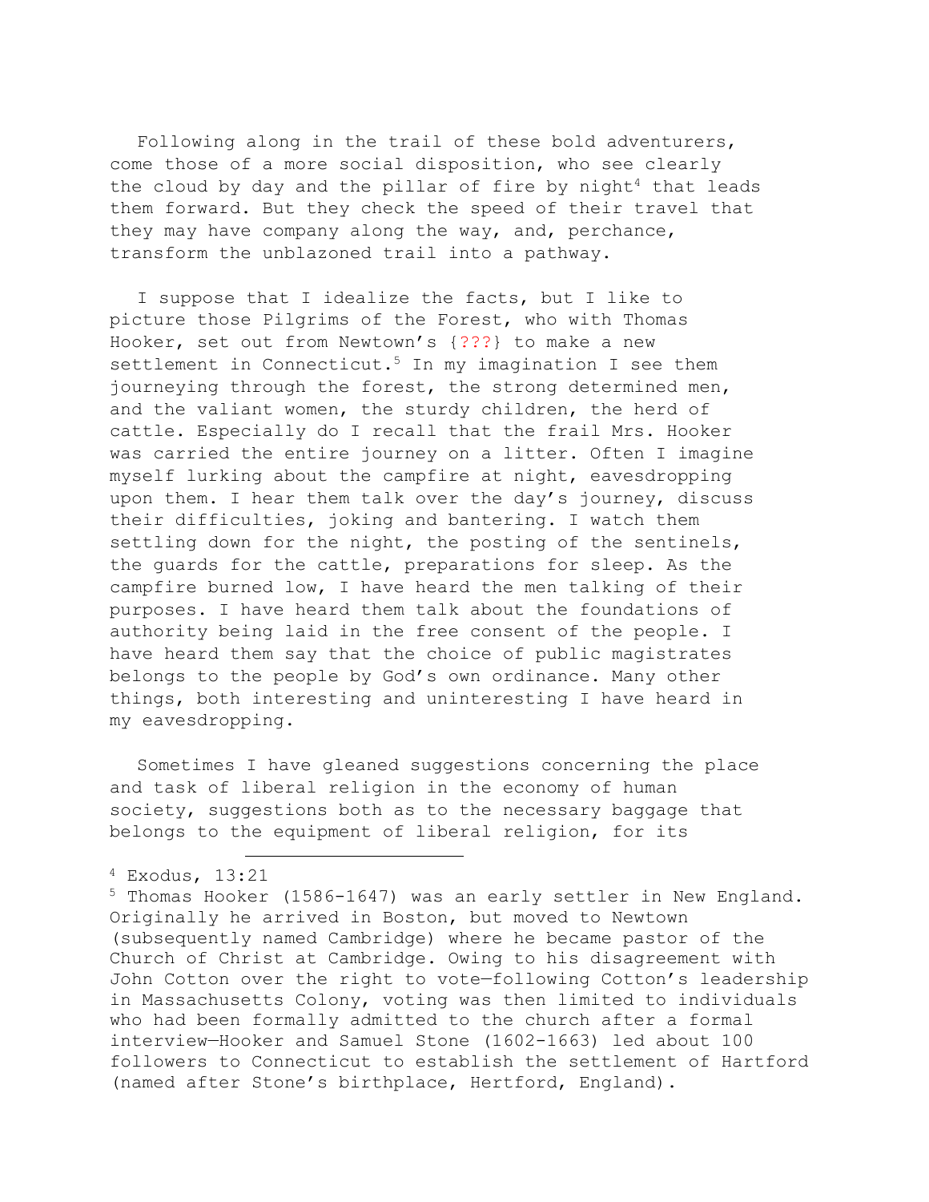Following along in the trail of these bold adventurers, come those of a more social disposition, who see clearly the cloud by day and the pillar of fire by night[4] that leads them forward. But they check the speed of their travel that they may have company along the way, and, perchance, transform the unblazoned trail into a pathway.

I suppose that I idealize the facts, but I like to picture those Pilgrims of the Forest, who with Thomas Hooker, set out from Newtown's {???} to make a new settlement in Connecticut.[5] In my imagination I see them journeying through the forest, the strong determined men, and the valiant women, the sturdy children, the herd of cattle. Especially do I recall that the frail Mrs. Hooker was carried the entire journey on a litter. Often I imagine myself lurking about the campfire at night, eavesdropping upon them. I hear them talk over the day's journey, discuss their difficulties, joking and bantering. I watch them settling down for the night, the posting of the sentinels, the guards for the cattle, preparations for sleep. As the campfire burned low, I have heard the men talking of their purposes. I have heard them talk about the foundations of authority being laid in the free consent of the people. I have heard them say that the choice of public magistrates belongs to the people by God's own ordinance. Many other things, both interesting and uninteresting I have heard in my eavesdropping.

Sometimes I have gleaned suggestions concerning the place and task of liberal religion in the economy of human society, suggestions both as to the necessary baggage that belongs to the equipment of liberal religion, for its

---

[4] Exodus, 13:21

[5] Thomas Hooker (1586-1647) was an early settler in New England. Originally he arrived in Boston, but moved to Newtown (subsequently named Cambridge) where he became pastor of the Church of Christ at Cambridge. Owing to his disagreement with John Cotton over the right to vote—following Cotton's leadership in Massachusetts Colony, voting was then limited to individuals who had been formally admitted to the church after a formal interview—Hooker and Samuel Stone (1602-1663) led about 100 followers to Connecticut to establish the settlement of Hartford (named after Stone's birthplace, Hertford, England).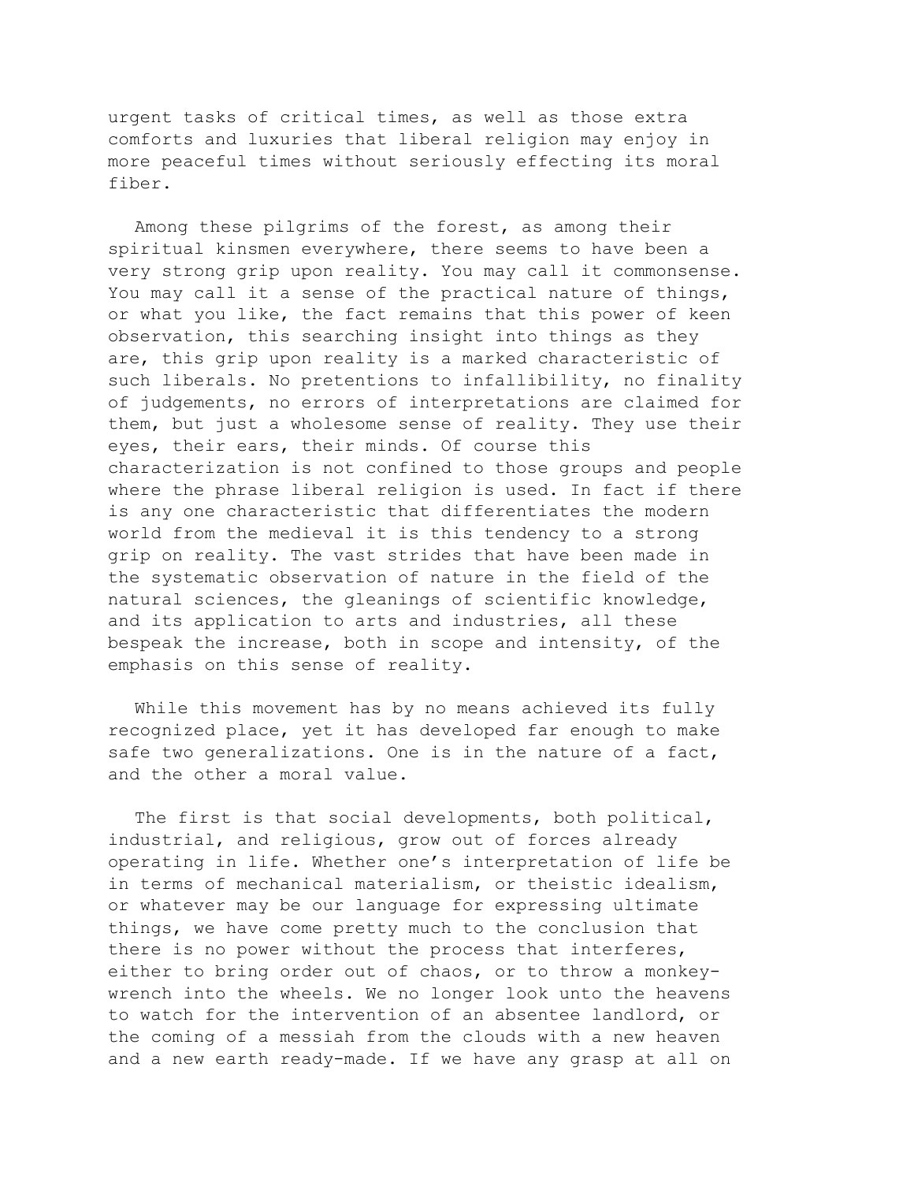urgent tasks of critical times, as well as those extra comforts and luxuries that liberal religion may enjoy in more peaceful times without seriously effecting its moral fiber.

Among these pilgrims of the forest, as among their spiritual kinsmen everywhere, there seems to have been a very strong grip upon reality. You may call it commonsense. You may call it a sense of the practical nature of things, or what you like, the fact remains that this power of keen observation, this searching insight into things as they are, this grip upon reality is a marked characteristic of such liberals. No pretentions to infallibility, no finality of judgements, no errors of interpretations are claimed for them, but just a wholesome sense of reality. They use their eyes, their ears, their minds. Of course this characterization is not confined to those groups and people where the phrase liberal religion is used. In fact if there is any one characteristic that differentiates the modern world from the medieval it is this tendency to a strong grip on reality. The vast strides that have been made in the systematic observation of nature in the field of the natural sciences, the gleanings of scientific knowledge, and its application to arts and industries, all these bespeak the increase, both in scope and intensity, of the emphasis on this sense of reality.

While this movement has by no means achieved its fully recognized place, yet it has developed far enough to make safe two generalizations. One is in the nature of a fact, and the other a moral value.

The first is that social developments, both political, industrial, and religious, grow out of forces already operating in life. Whether one's interpretation of life be in terms of mechanical materialism, or theistic idealism, or whatever may be our language for expressing ultimate things, we have come pretty much to the conclusion that there is no power without the process that interferes, either to bring order out of chaos, or to throw a monkey-wrench into the wheels. We no longer look unto the heavens to watch for the intervention of an absentee landlord, or the coming of a messiah from the clouds with a new heaven and a new earth ready-made. If we have any grasp at all on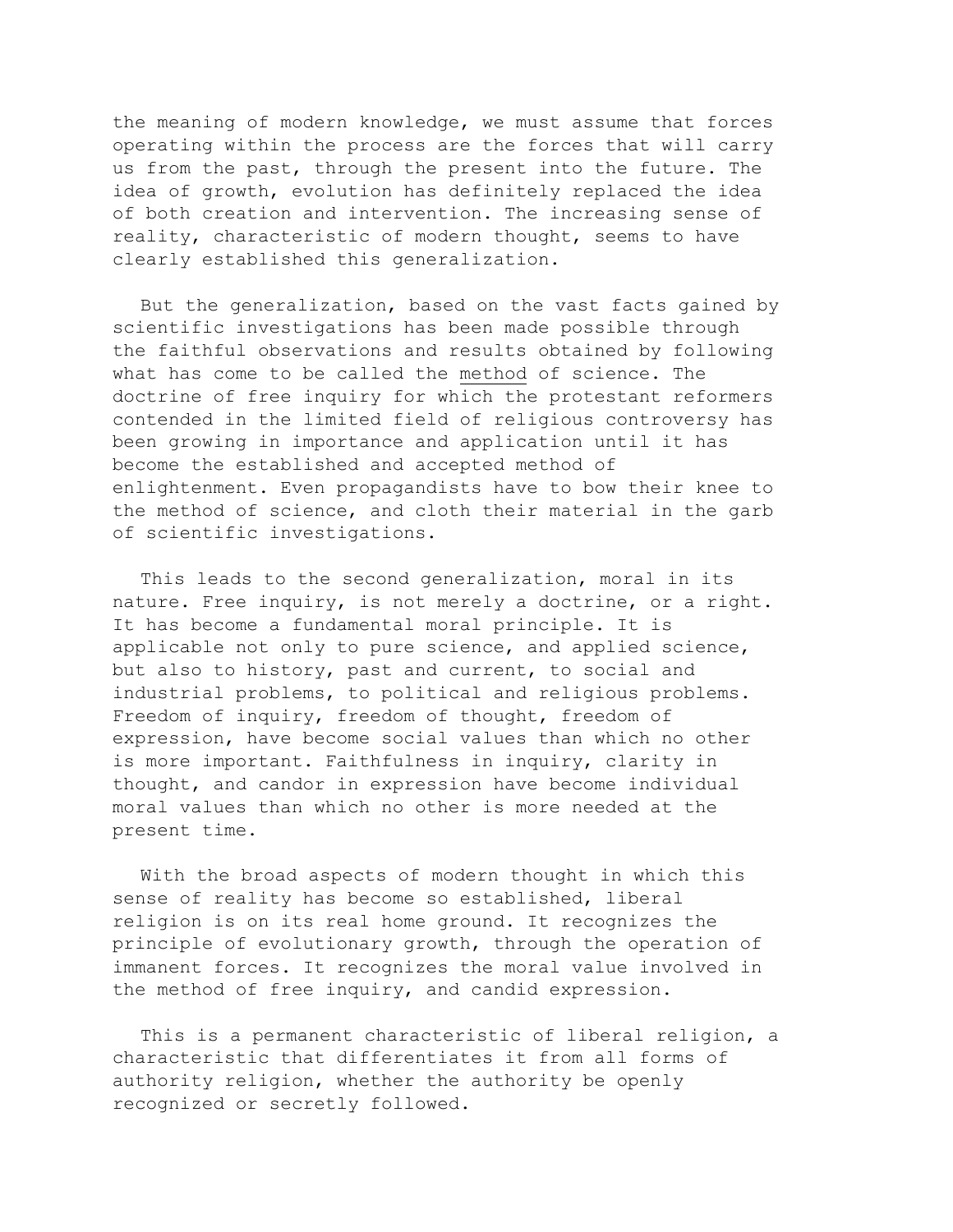the meaning of modern knowledge, we must assume that forces operating within the process are the forces that will carry us from the past, through the present into the future. The idea of growth, evolution has definitely replaced the idea of both creation and intervention. The increasing sense of reality, characteristic of modern thought, seems to have clearly established this generalization.

But the generalization, based on the vast facts gained by scientific investigations has been made possible through the faithful observations and results obtained by following what has come to be called the <u>method</u> of science. The doctrine of free inquiry for which the protestant reformers contended in the limited field of religious controversy has been growing in importance and application until it has become the established and accepted method of enlightenment. Even propagandists have to bow their knee to the method of science, and cloth their material in the garb of scientific investigations.

This leads to the second generalization, moral in its nature. Free inquiry, is not merely a doctrine, or a right. It has become a fundamental moral principle. It is applicable not only to pure science, and applied science, but also to history, past and current, to social and industrial problems, to political and religious problems. Freedom of inquiry, freedom of thought, freedom of expression, have become social values than which no other is more important. Faithfulness in inquiry, clarity in thought, and candor in expression have become individual moral values than which no other is more needed at the present time.

With the broad aspects of modern thought in which this sense of reality has become so established, liberal religion is on its real home ground. It recognizes the principle of evolutionary growth, through the operation of immanent forces. It recognizes the moral value involved in the method of free inquiry, and candid expression.

This is a permanent characteristic of liberal religion, a characteristic that differentiates it from all forms of authority religion, whether the authority be openly recognized or secretly followed.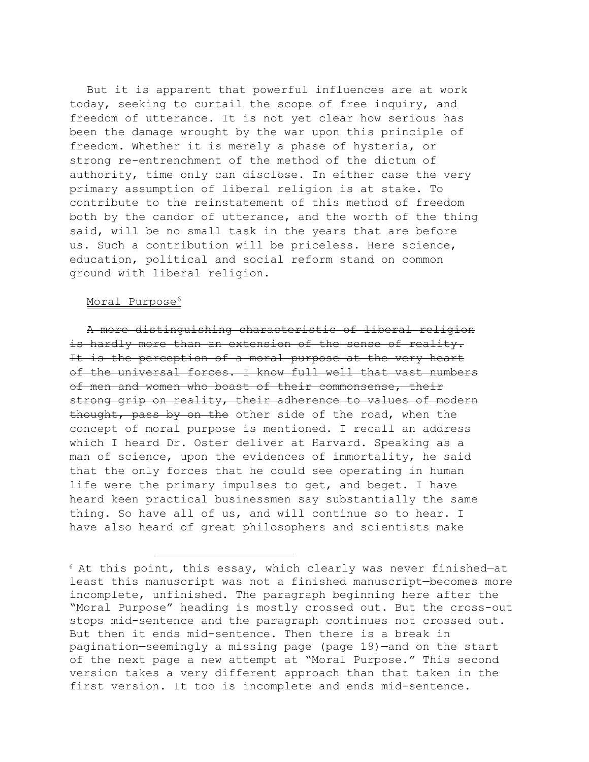But it is apparent that powerful influences are at work today, seeking to curtail the scope of free inquiry, and freedom of utterance. It is not yet clear how serious has been the damage wrought by the war upon this principle of freedom. Whether it is merely a phase of hysteria, or strong re-entrenchment of the method of the dictum of authority, time only can disclose. In either case the very primary assumption of liberal religion is at stake. To contribute to the reinstatement of this method of freedom both by the candor of utterance, and the worth of the thing said, will be no small task in the years that are before us. Such a contribution will be priceless. Here science, education, political and social reform stand on common ground with liberal religion.

<u>Moral Purpose</u>[6]

~~A more distinguishing characteristic of liberal religion is hardly more than an extension of the sense of reality. It is the perception of a moral purpose at the very heart of the universal forces. I know full well that vast numbers of men and women who boast of their commonsense, their strong grip on reality, their adherence to values of modern thought, pass by on the~~ other side of the road, when the concept of moral purpose is mentioned. I recall an address which I heard Dr. Oster deliver at Harvard. Speaking as a man of science, upon the evidences of immortality, he said that the only forces that he could see operating in human life were the primary impulses to get, and beget. I have heard keen practical businessmen say substantially the same thing. So have all of us, and will continue so to hear. I have also heard of great philosophers and scientists make

[6] At this point, this essay, which clearly was never finished—at least this manuscript was not a finished manuscript—becomes more incomplete, unfinished. The paragraph beginning here after the "Moral Purpose" heading is mostly crossed out. But the cross-out stops mid-sentence and the paragraph continues not crossed out. But then it ends mid-sentence. Then there is a break in pagination—seemingly a missing page (page 19)—and on the start of the next page a new attempt at "Moral Purpose." This second version takes a very different approach than that taken in the first version. It too is incomplete and ends mid-sentence.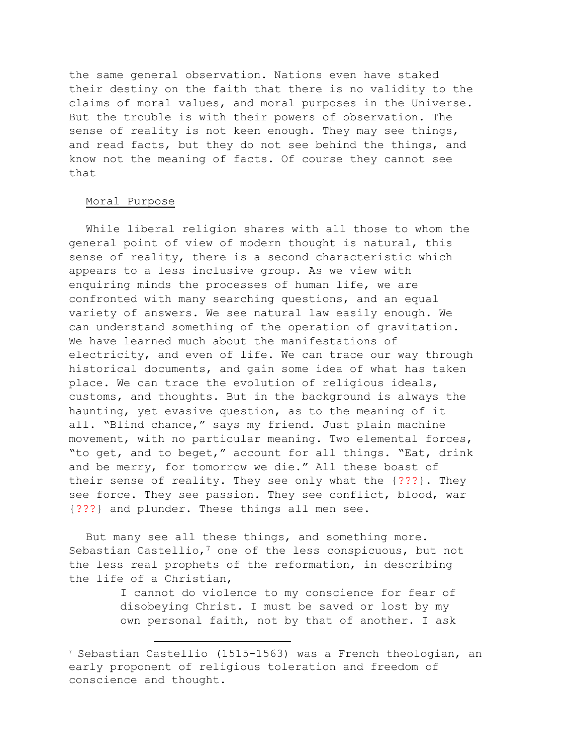the same general observation. Nations even have staked their destiny on the faith that there is no validity to the claims of moral values, and moral purposes in the Universe. But the trouble is with their powers of observation. The sense of reality is not keen enough. They may see things, and read facts, but they do not see behind the things, and know not the meaning of facts. Of course they cannot see that

## Moral Purpose

While liberal religion shares with all those to whom the general point of view of modern thought is natural, this sense of reality, there is a second characteristic which appears to a less inclusive group. As we view with enquiring minds the processes of human life, we are confronted with many searching questions, and an equal variety of answers. We see natural law easily enough. We can understand something of the operation of gravitation. We have learned much about the manifestations of electricity, and even of life. We can trace our way through historical documents, and gain some idea of what has taken place. We can trace the evolution of religious ideals, customs, and thoughts. But in the background is always the haunting, yet evasive question, as to the meaning of it all. "Blind chance," says my friend. Just plain machine movement, with no particular meaning. Two elemental forces, "to get, and to beget," account for all things. "Eat, drink and be merry, for tomorrow we die." All these boast of their sense of reality. They see only what the {???}. They see force. They see passion. They see conflict, blood, war {???} and plunder. These things all men see.

But many see all these things, and something more. Sebastian Castellio,[7] one of the less conspicuous, but not the less real prophets of the reformation, in describing the life of a Christian,

> I cannot do violence to my conscience for fear of disobeying Christ. I must be saved or lost by my own personal faith, not by that of another. I ask

[7] Sebastian Castellio (1515-1563) was a French theologian, an early proponent of religious toleration and freedom of conscience and thought.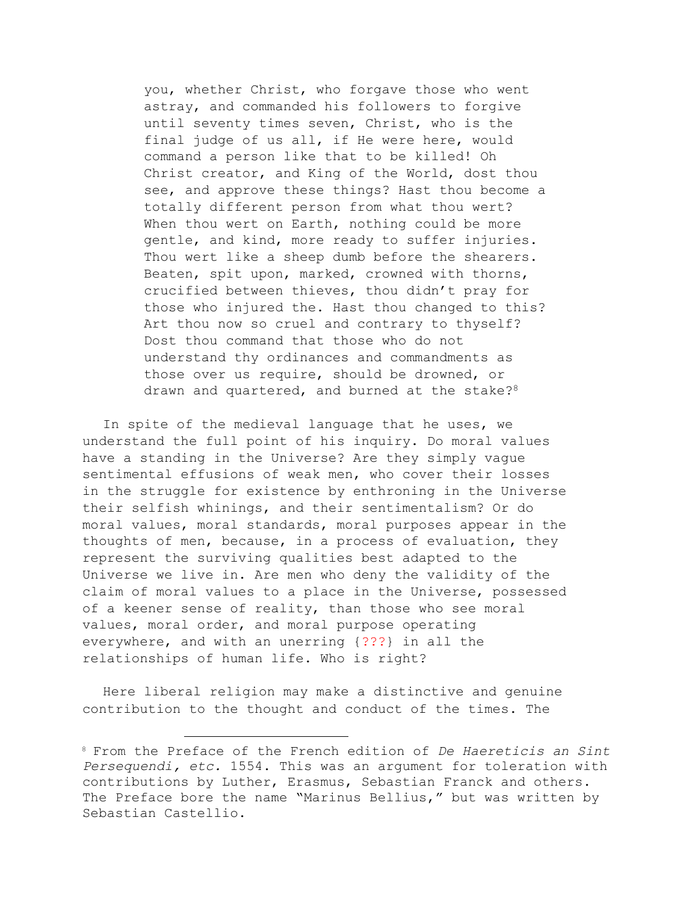> you, whether Christ, who forgave those who went astray, and commanded his followers to forgive until seventy times seven, Christ, who is the final judge of us all, if He were here, would command a person like that to be killed! Oh Christ creator, and King of the World, dost thou see, and approve these things? Hast thou become a totally different person from what thou wert? When thou wert on Earth, nothing could be more gentle, and kind, more ready to suffer injuries. Thou wert like a sheep dumb before the shearers. Beaten, spit upon, marked, crowned with thorns, crucified between thieves, thou didn't pray for those who injured the. Hast thou changed to this? Art thou now so cruel and contrary to thyself? Dost thou command that those who do not understand thy ordinances and commandments as those over us require, should be drowned, or drawn and quartered, and burned at the stake?[8]

In spite of the medieval language that he uses, we understand the full point of his inquiry. Do moral values have a standing in the Universe? Are they simply vague sentimental effusions of weak men, who cover their losses in the struggle for existence by enthroning in the Universe their selfish whinings, and their sentimentalism? Or do moral values, moral standards, moral purposes appear in the thoughts of men, because, in a process of evaluation, they represent the surviving qualities best adapted to the Universe we live in. Are men who deny the validity of the claim of moral values to a place in the Universe, possessed of a keener sense of reality, than those who see moral values, moral order, and moral purpose operating everywhere, and with an unerring {???} in all the relationships of human life. Who is right?

Here liberal religion may make a distinctive and genuine contribution to the thought and conduct of the times. The

---

[8] From the Preface of the French edition of *De Haereticis an Sint Persequendi, etc.* 1554. This was an argument for toleration with contributions by Luther, Erasmus, Sebastian Franck and others. The Preface bore the name "Marinus Bellius," but was written by Sebastian Castellio.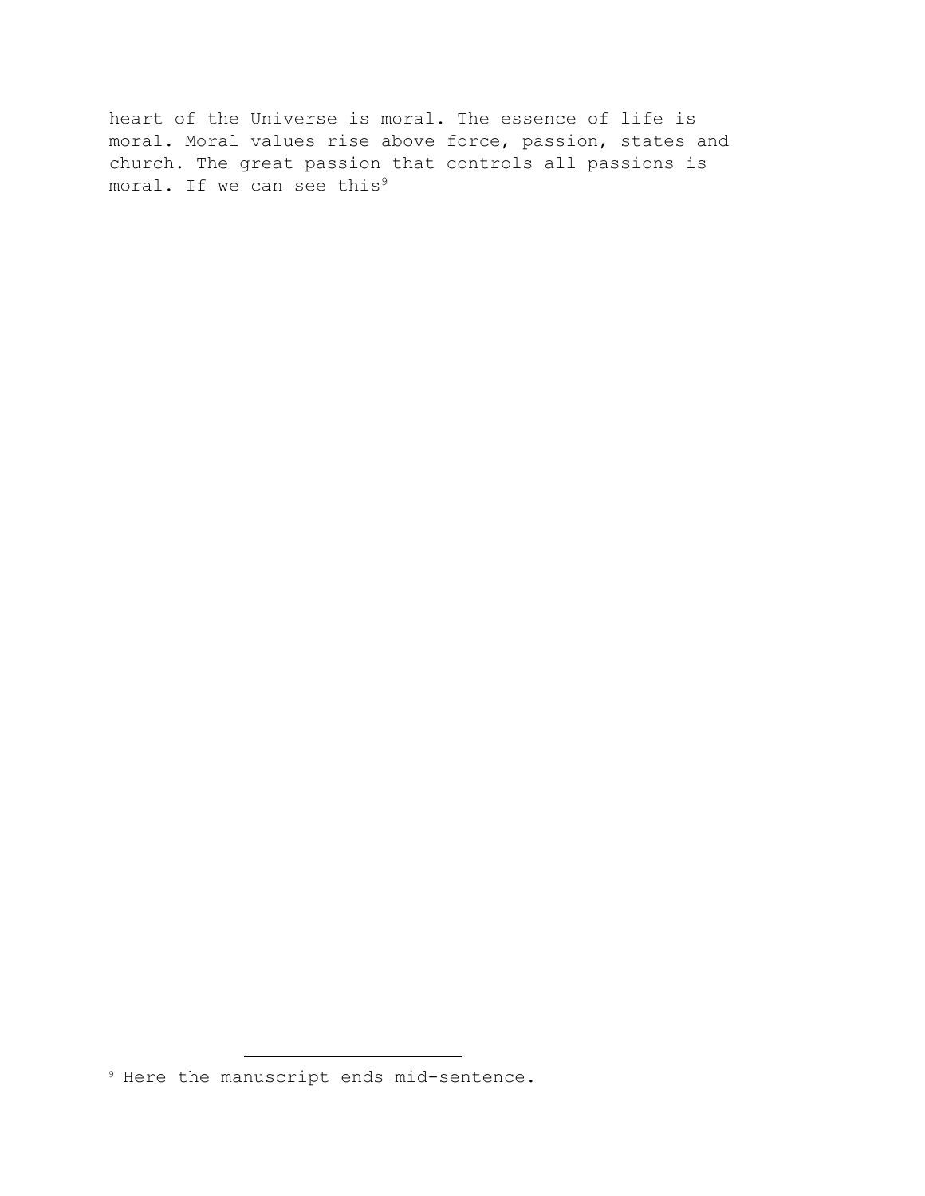heart of the Universe is moral. The essence of life is moral. Moral values rise above force, passion, states and church. The great passion that controls all passions is moral. If we can see this[9]

[9] Here the manuscript ends mid-sentence.